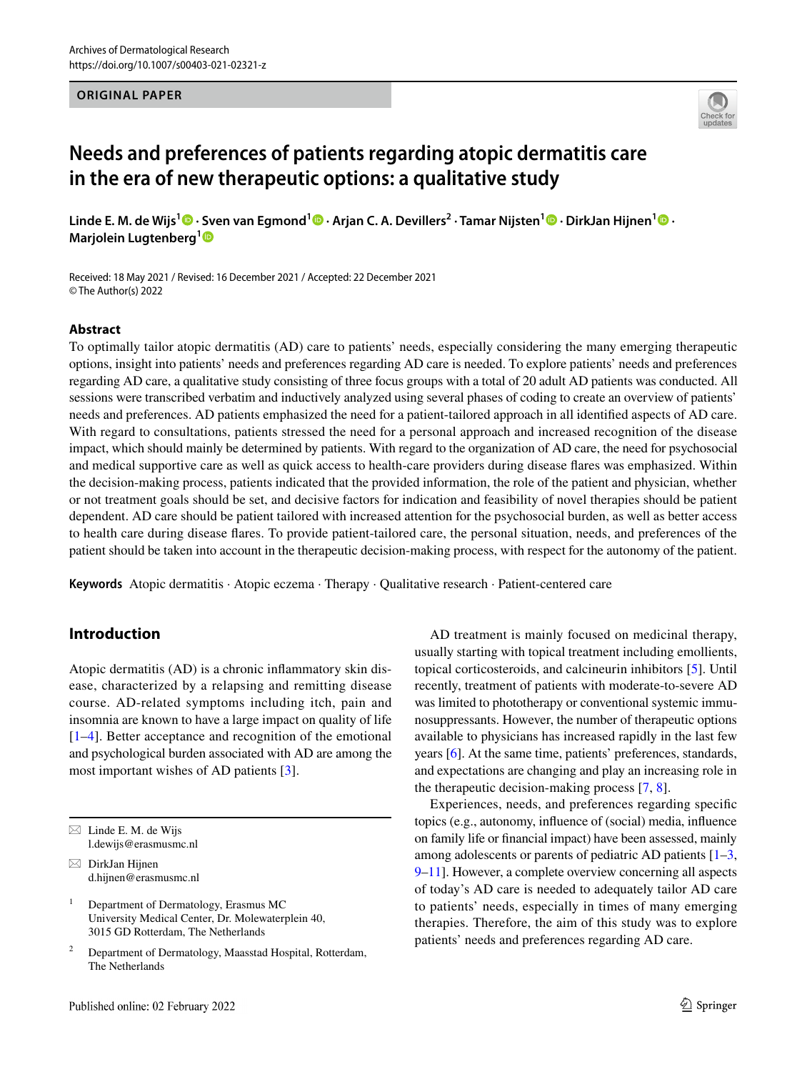ORIGINAL PAPER

# Needs and preferences of patients regarding atopic dermatitis care in the era of new therapeutic options: a qualitative study

**Linde E. M. de Wijs[1] · Sven van Egmond[1] · Arjan C. A. Devillers[2] · Tamar Nijsten[1] · DirkJan Hijnen[1] · Marjolein Lugtenberg[1]**

Received: 18 May 2021 / Revised: 16 December 2021 / Accepted: 22 December 2021
© The Author(s) 2022

## Abstract

To optimally tailor atopic dermatitis (AD) care to patients' needs, especially considering the many emerging therapeutic options, insight into patients' needs and preferences regarding AD care is needed. To explore patients' needs and preferences regarding AD care, a qualitative study consisting of three focus groups with a total of 20 adult AD patients was conducted. All sessions were transcribed verbatim and inductively analyzed using several phases of coding to create an overview of patients' needs and preferences. AD patients emphasized the need for a patient-tailored approach in all identified aspects of AD care. With regard to consultations, patients stressed the need for a personal approach and increased recognition of the disease impact, which should mainly be determined by patients. With regard to the organization of AD care, the need for psychosocial and medical supportive care as well as quick access to health-care providers during disease flares was emphasized. Within the decision-making process, patients indicated that the provided information, the role of the patient and physician, whether or not treatment goals should be set, and decisive factors for indication and feasibility of novel therapies should be patient dependent. AD care should be patient tailored with increased attention for the psychosocial burden, as well as better access to health care during disease flares. To provide patient-tailored care, the personal situation, needs, and preferences of the patient should be taken into account in the therapeutic decision-making process, with respect for the autonomy of the patient.

**Keywords** Atopic dermatitis · Atopic eczema · Therapy · Qualitative research · Patient-centered care

## Introduction

Atopic dermatitis (AD) is a chronic inflammatory skin disease, characterized by a relapsing and remitting disease course. AD-related symptoms including itch, pain and insomnia are known to have a large impact on quality of life [1–4]. Better acceptance and recognition of the emotional and psychological burden associated with AD are among the most important wishes of AD patients [3].

AD treatment is mainly focused on medicinal therapy, usually starting with topical treatment including emollients, topical corticosteroids, and calcineurin inhibitors [5]. Until recently, treatment of patients with moderate-to-severe AD was limited to phototherapy or conventional systemic immunosuppressants. However, the number of therapeutic options available to physicians has increased rapidly in the last few years [6]. At the same time, patients' preferences, standards, and expectations are changing and play an increasing role in the therapeutic decision-making process [7, 8].

Experiences, needs, and preferences regarding specific topics (e.g., autonomy, influence of (social) media, influence on family life or financial impact) have been assessed, mainly among adolescents or parents of pediatric AD patients [1–3, 9–11]. However, a complete overview concerning all aspects of today's AD care is needed to adequately tailor AD care to patients' needs, especially in times of many emerging therapies. Therefore, the aim of this study was to explore patients' needs and preferences regarding AD care.

---

✉ Linde E. M. de Wijs
l.dewijs@erasmusmc.nl

✉ DirkJan Hijnen
d.hijnen@erasmusmc.nl

[1] Department of Dermatology, Erasmus MC University Medical Center, Dr. Molewaterplein 40, 3015 GD Rotterdam, The Netherlands

[2] Department of Dermatology, Maasstad Hospital, Rotterdam, The Netherlands

Published online: 02 February 2022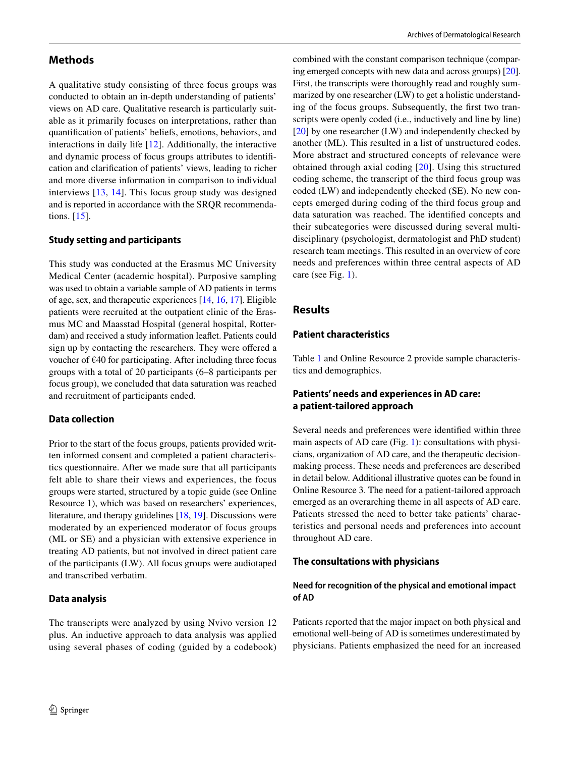## Methods

A qualitative study consisting of three focus groups was conducted to obtain an in-depth understanding of patients' views on AD care. Qualitative research is particularly suitable as it primarily focuses on interpretations, rather than quantification of patients' beliefs, emotions, behaviors, and interactions in daily life [12]. Additionally, the interactive and dynamic process of focus groups attributes to identification and clarification of patients' views, leading to richer and more diverse information in comparison to individual interviews [13, 14]. This focus group study was designed and is reported in accordance with the SRQR recommendations. [15].

### Study setting and participants

This study was conducted at the Erasmus MC University Medical Center (academic hospital). Purposive sampling was used to obtain a variable sample of AD patients in terms of age, sex, and therapeutic experiences [14, 16, 17]. Eligible patients were recruited at the outpatient clinic of the Erasmus MC and Maasstad Hospital (general hospital, Rotterdam) and received a study information leaflet. Patients could sign up by contacting the researchers. They were offered a voucher of €40 for participating. After including three focus groups with a total of 20 participants (6–8 participants per focus group), we concluded that data saturation was reached and recruitment of participants ended.

### Data collection

Prior to the start of the focus groups, patients provided written informed consent and completed a patient characteristics questionnaire. After we made sure that all participants felt able to share their views and experiences, the focus groups were started, structured by a topic guide (see Online Resource 1), which was based on researchers' experiences, literature, and therapy guidelines [18, 19]. Discussions were moderated by an experienced moderator of focus groups (ML or SE) and a physician with extensive experience in treating AD patients, but not involved in direct patient care of the participants (LW). All focus groups were audiotaped and transcribed verbatim.

### Data analysis

The transcripts were analyzed by using Nvivo version 12 plus. An inductive approach to data analysis was applied using several phases of coding (guided by a codebook) combined with the constant comparison technique (comparing emerged concepts with new data and across groups) [20]. First, the transcripts were thoroughly read and roughly summarized by one researcher (LW) to get a holistic understanding of the focus groups. Subsequently, the first two transcripts were openly coded (i.e., inductively and line by line) [20] by one researcher (LW) and independently checked by another (ML). This resulted in a list of unstructured codes. More abstract and structured concepts of relevance were obtained through axial coding [20]. Using this structured coding scheme, the transcript of the third focus group was coded (LW) and independently checked (SE). No new concepts emerged during coding of the third focus group and data saturation was reached. The identified concepts and their subcategories were discussed during several multidisciplinary (psychologist, dermatologist and PhD student) research team meetings. This resulted in an overview of core needs and preferences within three central aspects of AD care (see Fig. 1).

## Results

### Patient characteristics

Table 1 and Online Resource 2 provide sample characteristics and demographics.

### Patients' needs and experiences in AD care: a patient-tailored approach

Several needs and preferences were identified within three main aspects of AD care (Fig. 1): consultations with physicians, organization of AD care, and the therapeutic decision-making process. These needs and preferences are described in detail below. Additional illustrative quotes can be found in Online Resource 3. The need for a patient-tailored approach emerged as an overarching theme in all aspects of AD care. Patients stressed the need to better take patients' characteristics and personal needs and preferences into account throughout AD care.

### The consultations with physicians

#### Need for recognition of the physical and emotional impact of AD

Patients reported that the major impact on both physical and emotional well-being of AD is sometimes underestimated by physicians. Patients emphasized the need for an increased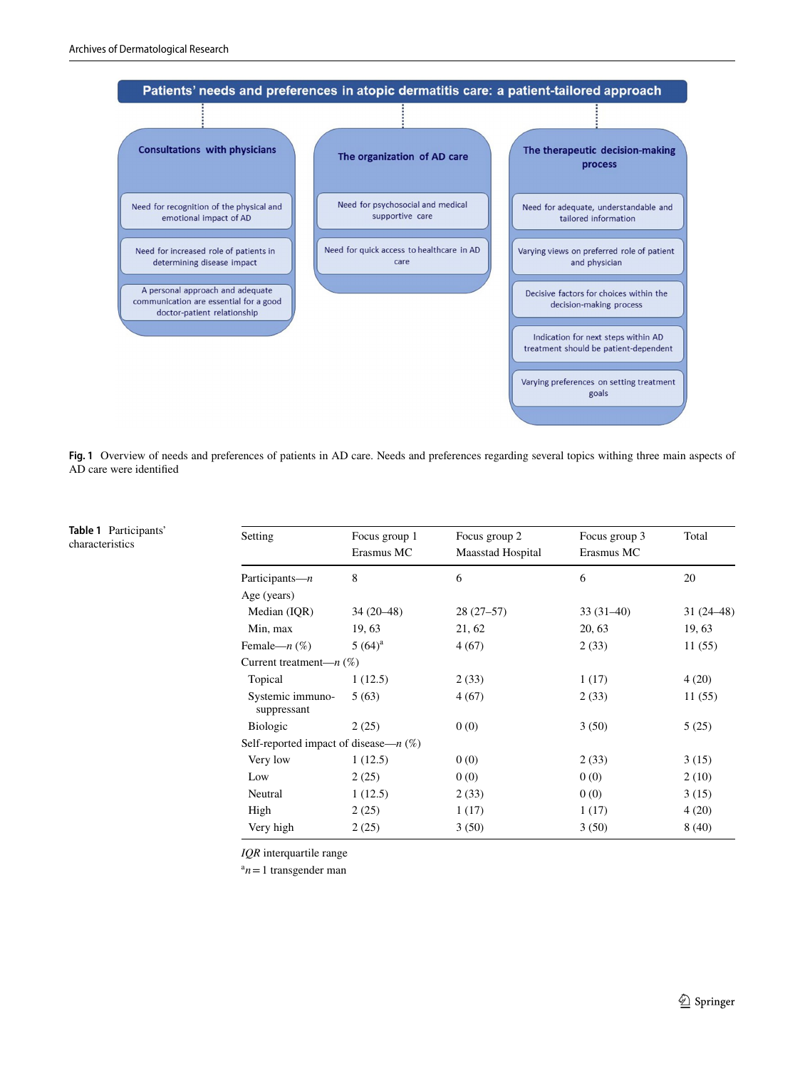**Patients' needs and preferences in atopic dermatitis care: a patient-tailored approach**

**Consultations with physicians**

- Need for recognition of the physical and emotional impact of AD
- Need for increased role of patients in determining disease impact
- A personal approach and adequate communication are essential for a good doctor-patient relationship

**The organization of AD care**

- Need for psychosocial and medical supportive care
- Need for quick access to healthcare in AD care

**The therapeutic decision-making process**

- Need for adequate, understandable and tailored information
- Varying views on preferred role of patient and physician
- Decisive factors for choices within the decision-making process
- Indication for next steps within AD treatment should be patient-dependent
- Varying preferences on setting treatment goals

**Fig. 1** Overview of needs and preferences of patients in AD care. Needs and preferences regarding several topics withing three main aspects of AD care were identified

**Table 1** Participants' characteristics

| Setting | Focus group 1 Erasmus MC | Focus group 2 Maasstad Hospital | Focus group 3 Erasmus MC | Total |
|---|---|---|---|---|
| Participants—*n* | 8 | 6 | 6 | 20 |
| Age (years) | | | | |
| Median (IQR) | 34 (20–48) | 28 (27–57) | 33 (31–40) | 31 (24–48) |
| Min, max | 19, 63 | 21, 62 | 20, 63 | 19, 63 |
| Female—*n* (%) | 5 (64)[a] | 4 (67) | 2 (33) | 11 (55) |
| Current treatment—*n* (%) | | | | |
| Topical | 1 (12.5) | 2 (33) | 1 (17) | 4 (20) |
| Systemic immuno-suppressant | 5 (63) | 4 (67) | 2 (33) | 11 (55) |
| Biologic | 2 (25) | 0 (0) | 3 (50) | 5 (25) |
| Self-reported impact of disease—*n* (%) | | | | |
| Very low | 1 (12.5) | 0 (0) | 2 (33) | 3 (15) |
| Low | 2 (25) | 0 (0) | 0 (0) | 2 (10) |
| Neutral | 1 (12.5) | 2 (33) | 0 (0) | 3 (15) |
| High | 2 (25) | 1 (17) | 1 (17) | 4 (20) |
| Very high | 2 (25) | 3 (50) | 3 (50) | 8 (40) |

*IQR* interquartile range

[a]$n = 1$ transgender man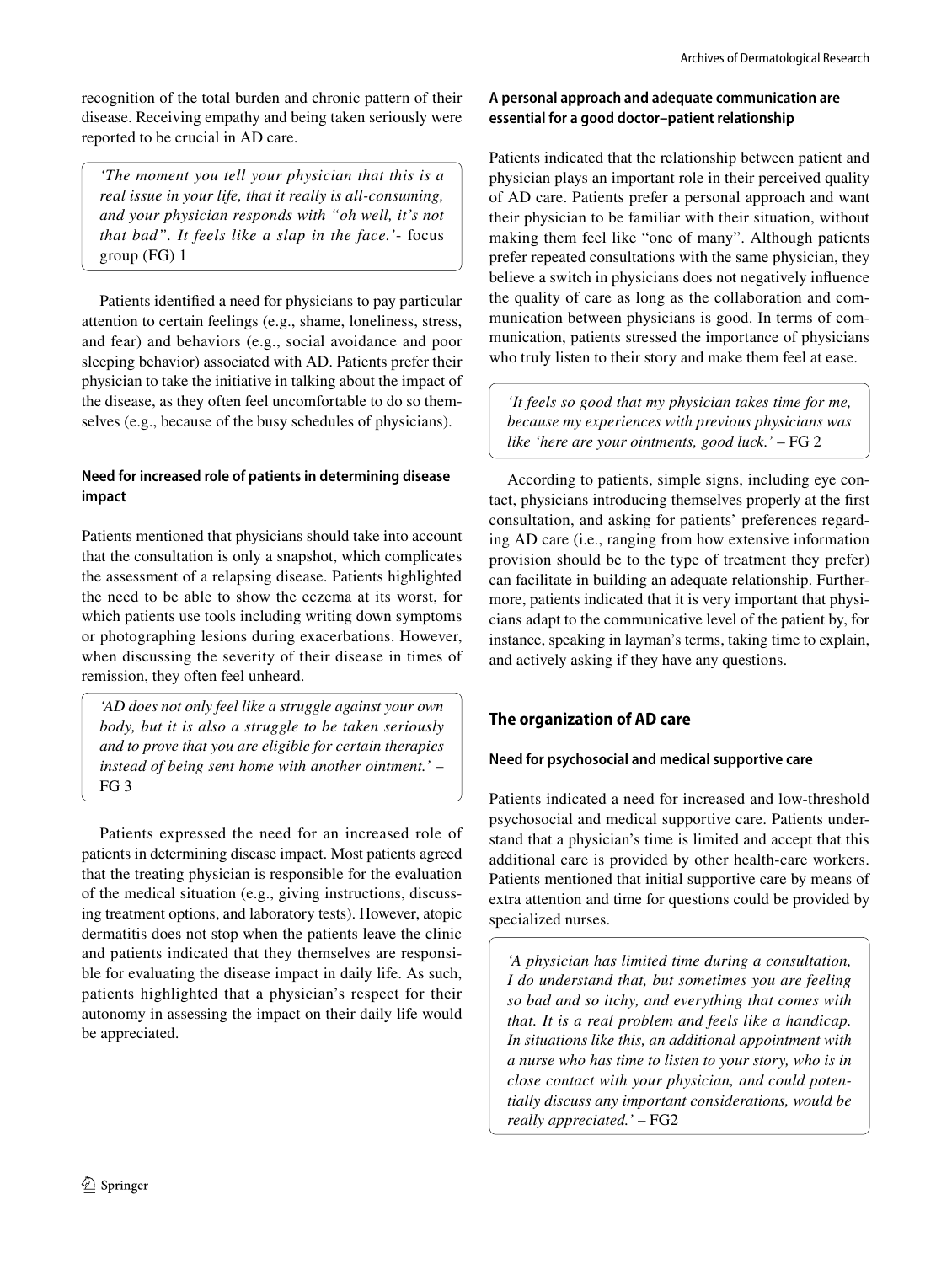recognition of the total burden and chronic pattern of their disease. Receiving empathy and being taken seriously were reported to be crucial in AD care.

> *'The moment you tell your physician that this is a real issue in your life, that it really is all-consuming, and your physician responds with "oh well, it's not that bad". It feels like a slap in the face.'*- focus group (FG) 1

Patients identified a need for physicians to pay particular attention to certain feelings (e.g., shame, loneliness, stress, and fear) and behaviors (e.g., social avoidance and poor sleeping behavior) associated with AD. Patients prefer their physician to take the initiative in talking about the impact of the disease, as they often feel uncomfortable to do so themselves (e.g., because of the busy schedules of physicians).

#### Need for increased role of patients in determining disease impact

Patients mentioned that physicians should take into account that the consultation is only a snapshot, which complicates the assessment of a relapsing disease. Patients highlighted the need to be able to show the eczema at its worst, for which patients use tools including writing down symptoms or photographing lesions during exacerbations. However, when discussing the severity of their disease in times of remission, they often feel unheard.

> *'AD does not only feel like a struggle against your own body, but it is also a struggle to be taken seriously and to prove that you are eligible for certain therapies instead of being sent home with another ointment.'* – FG 3

Patients expressed the need for an increased role of patients in determining disease impact. Most patients agreed that the treating physician is responsible for the evaluation of the medical situation (e.g., giving instructions, discussing treatment options, and laboratory tests). However, atopic dermatitis does not stop when the patients leave the clinic and patients indicated that they themselves are responsible for evaluating the disease impact in daily life. As such, patients highlighted that a physician's respect for their autonomy in assessing the impact on their daily life would be appreciated.

#### A personal approach and adequate communication are essential for a good doctor–patient relationship

Patients indicated that the relationship between patient and physician plays an important role in their perceived quality of AD care. Patients prefer a personal approach and want their physician to be familiar with their situation, without making them feel like "one of many". Although patients prefer repeated consultations with the same physician, they believe a switch in physicians does not negatively influence the quality of care as long as the collaboration and communication between physicians is good. In terms of communication, patients stressed the importance of physicians who truly listen to their story and make them feel at ease.

> *'It feels so good that my physician takes time for me, because my experiences with previous physicians was like 'here are your ointments, good luck.'* – FG 2

According to patients, simple signs, including eye contact, physicians introducing themselves properly at the first consultation, and asking for patients' preferences regarding AD care (i.e., ranging from how extensive information provision should be to the type of treatment they prefer) can facilitate in building an adequate relationship. Furthermore, patients indicated that it is very important that physicians adapt to the communicative level of the patient by, for instance, speaking in layman's terms, taking time to explain, and actively asking if they have any questions.

### The organization of AD care

#### Need for psychosocial and medical supportive care

Patients indicated a need for increased and low-threshold psychosocial and medical supportive care. Patients understand that a physician's time is limited and accept that this additional care is provided by other health-care workers. Patients mentioned that initial supportive care by means of extra attention and time for questions could be provided by specialized nurses.

> *'A physician has limited time during a consultation, I do understand that, but sometimes you are feeling so bad and so itchy, and everything that comes with that. It is a real problem and feels like a handicap. In situations like this, an additional appointment with a nurse who has time to listen to your story, who is in close contact with your physician, and could potentially discuss any important considerations, would be really appreciated.'* – FG2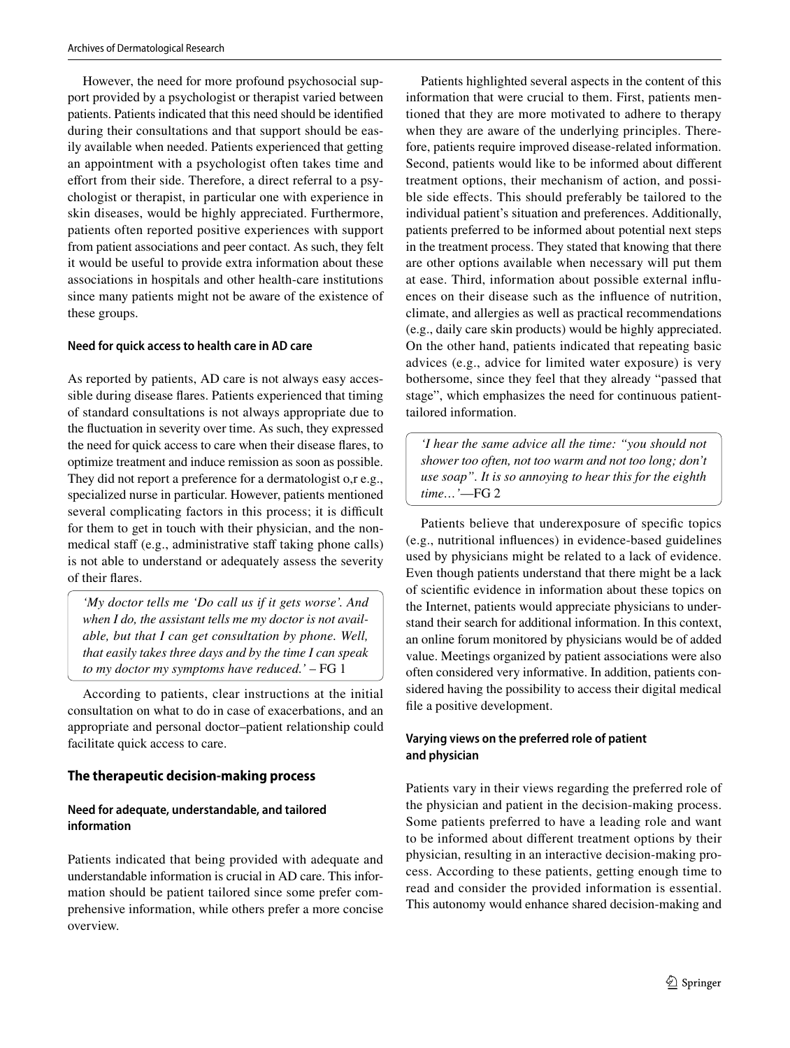However, the need for more profound psychosocial support provided by a psychologist or therapist varied between patients. Patients indicated that this need should be identified during their consultations and that support should be easily available when needed. Patients experienced that getting an appointment with a psychologist often takes time and effort from their side. Therefore, a direct referral to a psychologist or therapist, in particular one with experience in skin diseases, would be highly appreciated. Furthermore, patients often reported positive experiences with support from patient associations and peer contact. As such, they felt it would be useful to provide extra information about these associations in hospitals and other health-care institutions since many patients might not be aware of the existence of these groups.

#### Need for quick access to health care in AD care

As reported by patients, AD care is not always easy accessible during disease flares. Patients experienced that timing of standard consultations is not always appropriate due to the fluctuation in severity over time. As such, they expressed the need for quick access to care when their disease flares, to optimize treatment and induce remission as soon as possible. They did not report a preference for a dermatologist o,r e.g., specialized nurse in particular. However, patients mentioned several complicating factors in this process; it is difficult for them to get in touch with their physician, and the non-medical staff (e.g., administrative staff taking phone calls) is not able to understand or adequately assess the severity of their flares.

> *'My doctor tells me 'Do call us if it gets worse'. And when I do, the assistant tells me my doctor is not available, but that I can get consultation by phone. Well, that easily takes three days and by the time I can speak to my doctor my symptoms have reduced.'* – FG 1

According to patients, clear instructions at the initial consultation on what to do in case of exacerbations, and an appropriate and personal doctor–patient relationship could facilitate quick access to care.

### The therapeutic decision-making process

#### Need for adequate, understandable, and tailored information

Patients indicated that being provided with adequate and understandable information is crucial in AD care. This information should be patient tailored since some prefer comprehensive information, while others prefer a more concise overview.

Patients highlighted several aspects in the content of this information that were crucial to them. First, patients mentioned that they are more motivated to adhere to therapy when they are aware of the underlying principles. Therefore, patients require improved disease-related information. Second, patients would like to be informed about different treatment options, their mechanism of action, and possible side effects. This should preferably be tailored to the individual patient's situation and preferences. Additionally, patients preferred to be informed about potential next steps in the treatment process. They stated that knowing that there are other options available when necessary will put them at ease. Third, information about possible external influences on their disease such as the influence of nutrition, climate, and allergies as well as practical recommendations (e.g., daily care skin products) would be highly appreciated. On the other hand, patients indicated that repeating basic advices (e.g., advice for limited water exposure) is very bothersome, since they feel that they already "passed that stage", which emphasizes the need for continuous patient-tailored information.

> *'I hear the same advice all the time: "you should not shower too often, not too warm and not too long; don't use soap". It is so annoying to hear this for the eighth time…'*—FG 2

Patients believe that underexposure of specific topics (e.g., nutritional influences) in evidence-based guidelines used by physicians might be related to a lack of evidence. Even though patients understand that there might be a lack of scientific evidence in information about these topics on the Internet, patients would appreciate physicians to understand their search for additional information. In this context, an online forum monitored by physicians would be of added value. Meetings organized by patient associations were also often considered very informative. In addition, patients considered having the possibility to access their digital medical file a positive development.

#### Varying views on the preferred role of patient and physician

Patients vary in their views regarding the preferred role of the physician and patient in the decision-making process. Some patients preferred to have a leading role and want to be informed about different treatment options by their physician, resulting in an interactive decision-making process. According to these patients, getting enough time to read and consider the provided information is essential. This autonomy would enhance shared decision-making and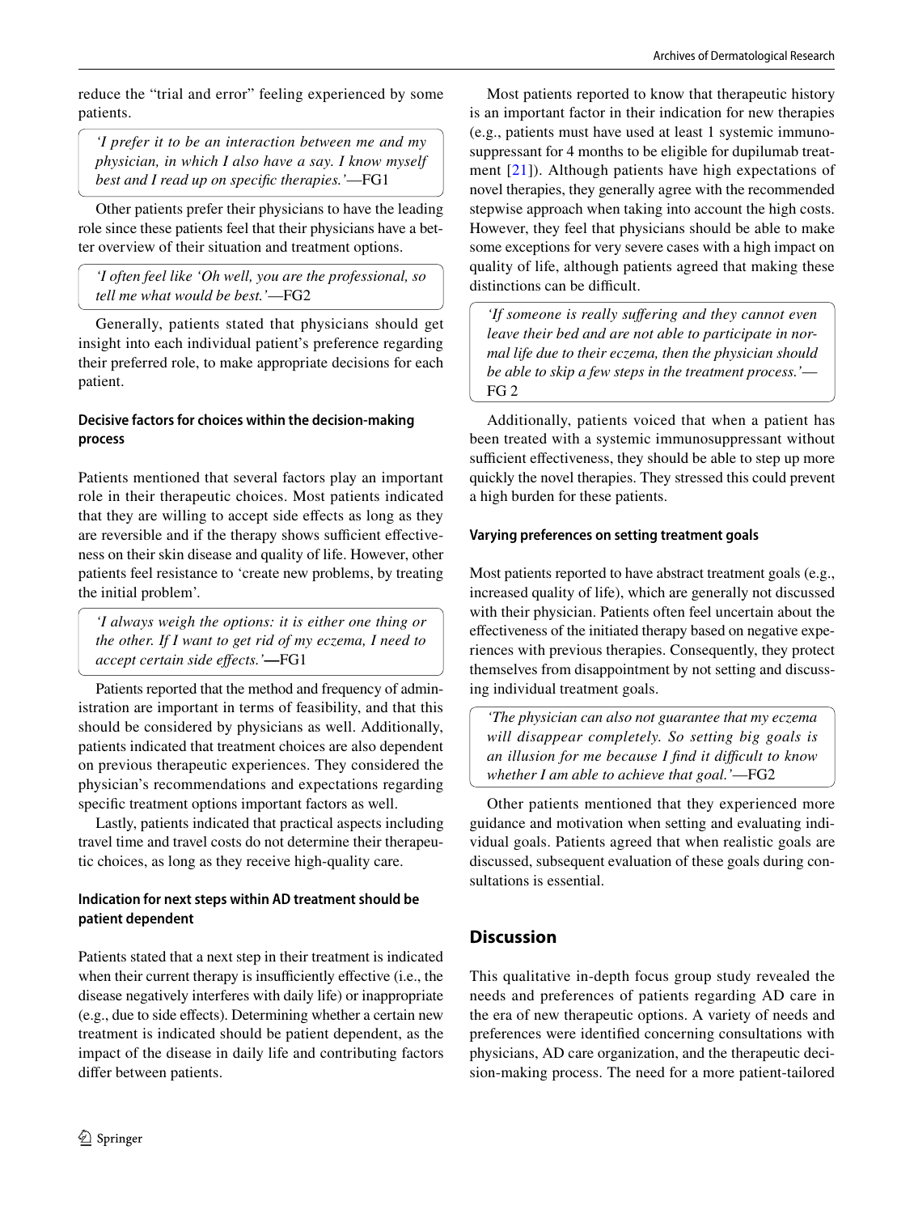reduce the "trial and error" feeling experienced by some patients.

> *'I prefer it to be an interaction between me and my physician, in which I also have a say. I know myself best and I read up on specific therapies.'*—FG1

Other patients prefer their physicians to have the leading role since these patients feel that their physicians have a better overview of their situation and treatment options.

> *'I often feel like 'Oh well, you are the professional, so tell me what would be best.'*—FG2

Generally, patients stated that physicians should get insight into each individual patient's preference regarding their preferred role, to make appropriate decisions for each patient.

#### Decisive factors for choices within the decision-making process

Patients mentioned that several factors play an important role in their therapeutic choices. Most patients indicated that they are willing to accept side effects as long as they are reversible and if the therapy shows sufficient effectiveness on their skin disease and quality of life. However, other patients feel resistance to 'create new problems, by treating the initial problem'.

> *'I always weigh the options: it is either one thing or the other. If I want to get rid of my eczema, I need to accept certain side effects.'*—FG1

Patients reported that the method and frequency of administration are important in terms of feasibility, and that this should be considered by physicians as well. Additionally, patients indicated that treatment choices are also dependent on previous therapeutic experiences. They considered the physician's recommendations and expectations regarding specific treatment options important factors as well.

Lastly, patients indicated that practical aspects including travel time and travel costs do not determine their therapeutic choices, as long as they receive high-quality care.

#### Indication for next steps within AD treatment should be patient dependent

Patients stated that a next step in their treatment is indicated when their current therapy is insufficiently effective (i.e., the disease negatively interferes with daily life) or inappropriate (e.g., due to side effects). Determining whether a certain new treatment is indicated should be patient dependent, as the impact of the disease in daily life and contributing factors differ between patients.

Most patients reported to know that therapeutic history is an important factor in their indication for new therapies (e.g., patients must have used at least 1 systemic immunosuppressant for 4 months to be eligible for dupilumab treatment [21]). Although patients have high expectations of novel therapies, they generally agree with the recommended stepwise approach when taking into account the high costs. However, they feel that physicians should be able to make some exceptions for very severe cases with a high impact on quality of life, although patients agreed that making these distinctions can be difficult.

> *'If someone is really suffering and they cannot even leave their bed and are not able to participate in normal life due to their eczema, then the physician should be able to skip a few steps in the treatment process.'*—FG 2

Additionally, patients voiced that when a patient has been treated with a systemic immunosuppressant without sufficient effectiveness, they should be able to step up more quickly the novel therapies. They stressed this could prevent a high burden for these patients.

#### Varying preferences on setting treatment goals

Most patients reported to have abstract treatment goals (e.g., increased quality of life), which are generally not discussed with their physician. Patients often feel uncertain about the effectiveness of the initiated therapy based on negative experiences with previous therapies. Consequently, they protect themselves from disappointment by not setting and discussing individual treatment goals.

> *'The physician can also not guarantee that my eczema will disappear completely. So setting big goals is an illusion for me because I find it difficult to know whether I am able to achieve that goal.'*—FG2

Other patients mentioned that they experienced more guidance and motivation when setting and evaluating individual goals. Patients agreed that when realistic goals are discussed, subsequent evaluation of these goals during consultations is essential.

## Discussion

This qualitative in-depth focus group study revealed the needs and preferences of patients regarding AD care in the era of new therapeutic options. A variety of needs and preferences were identified concerning consultations with physicians, AD care organization, and the therapeutic decision-making process. The need for a more patient-tailored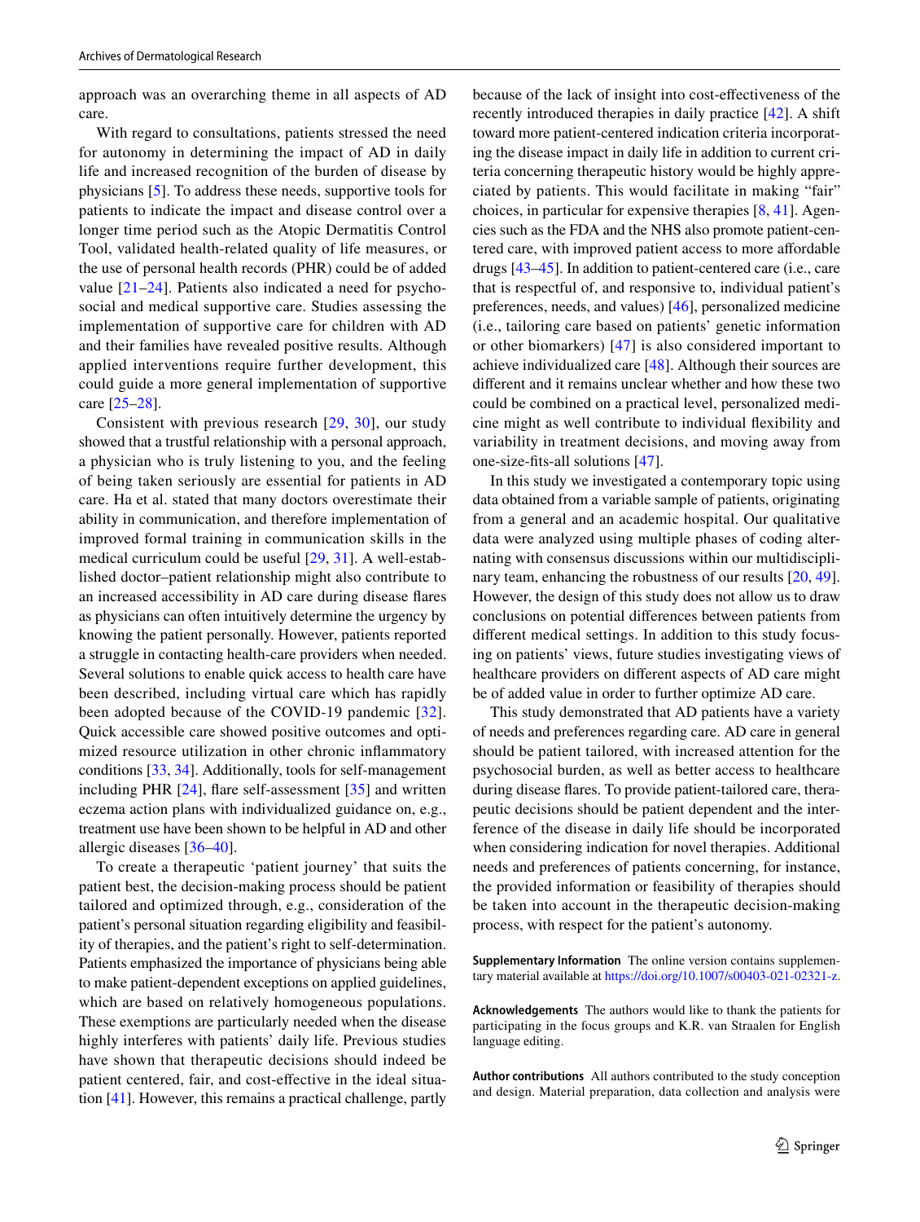approach was an overarching theme in all aspects of AD care.

With regard to consultations, patients stressed the need for autonomy in determining the impact of AD in daily life and increased recognition of the burden of disease by physicians [5]. To address these needs, supportive tools for patients to indicate the impact and disease control over a longer time period such as the Atopic Dermatitis Control Tool, validated health-related quality of life measures, or the use of personal health records (PHR) could be of added value [21–24]. Patients also indicated a need for psychosocial and medical supportive care. Studies assessing the implementation of supportive care for children with AD and their families have revealed positive results. Although applied interventions require further development, this could guide a more general implementation of supportive care [25–28].

Consistent with previous research [29, 30], our study showed that a trustful relationship with a personal approach, a physician who is truly listening to you, and the feeling of being taken seriously are essential for patients in AD care. Ha et al. stated that many doctors overestimate their ability in communication, and therefore implementation of improved formal training in communication skills in the medical curriculum could be useful [29, 31]. A well-established doctor–patient relationship might also contribute to an increased accessibility in AD care during disease flares as physicians can often intuitively determine the urgency by knowing the patient personally. However, patients reported a struggle in contacting health-care providers when needed. Several solutions to enable quick access to health care have been described, including virtual care which has rapidly been adopted because of the COVID-19 pandemic [32]. Quick accessible care showed positive outcomes and optimized resource utilization in other chronic inflammatory conditions [33, 34]. Additionally, tools for self-management including PHR [24], flare self-assessment [35] and written eczema action plans with individualized guidance on, e.g., treatment use have been shown to be helpful in AD and other allergic diseases [36–40].

To create a therapeutic 'patient journey' that suits the patient best, the decision-making process should be patient tailored and optimized through, e.g., consideration of the patient's personal situation regarding eligibility and feasibility of therapies, and the patient's right to self-determination. Patients emphasized the importance of physicians being able to make patient-dependent exceptions on applied guidelines, which are based on relatively homogeneous populations. These exemptions are particularly needed when the disease highly interferes with patients' daily life. Previous studies have shown that therapeutic decisions should indeed be patient centered, fair, and cost-effective in the ideal situation [41]. However, this remains a practical challenge, partly because of the lack of insight into cost-effectiveness of the recently introduced therapies in daily practice [42]. A shift toward more patient-centered indication criteria incorporating the disease impact in daily life in addition to current criteria concerning therapeutic history would be highly appreciated by patients. This would facilitate in making "fair" choices, in particular for expensive therapies [8, 41]. Agencies such as the FDA and the NHS also promote patient-centered care, with improved patient access to more affordable drugs [43–45]. In addition to patient-centered care (i.e., care that is respectful of, and responsive to, individual patient's preferences, needs, and values) [46], personalized medicine (i.e., tailoring care based on patients' genetic information or other biomarkers) [47] is also considered important to achieve individualized care [48]. Although their sources are different and it remains unclear whether and how these two could be combined on a practical level, personalized medicine might as well contribute to individual flexibility and variability in treatment decisions, and moving away from one-size-fits-all solutions [47].

In this study we investigated a contemporary topic using data obtained from a variable sample of patients, originating from a general and an academic hospital. Our qualitative data were analyzed using multiple phases of coding alternating with consensus discussions within our multidisciplinary team, enhancing the robustness of our results [20, 49]. However, the design of this study does not allow us to draw conclusions on potential differences between patients from different medical settings. In addition to this study focusing on patients' views, future studies investigating views of healthcare providers on different aspects of AD care might be of added value in order to further optimize AD care.

This study demonstrated that AD patients have a variety of needs and preferences regarding care. AD care in general should be patient tailored, with increased attention for the psychosocial burden, as well as better access to healthcare during disease flares. To provide patient-tailored care, therapeutic decisions should be patient dependent and the interference of the disease in daily life should be incorporated when considering indication for novel therapies. Additional needs and preferences of patients concerning, for instance, the provided information or feasibility of therapies should be taken into account in the therapeutic decision-making process, with respect for the patient's autonomy.

**Supplementary Information** The online version contains supplementary material available at https://doi.org/10.1007/s00403-021-02321-z.

**Acknowledgements** The authors would like to thank the patients for participating in the focus groups and K.R. van Straalen for English language editing.

**Author contributions** All authors contributed to the study conception and design. Material preparation, data collection and analysis were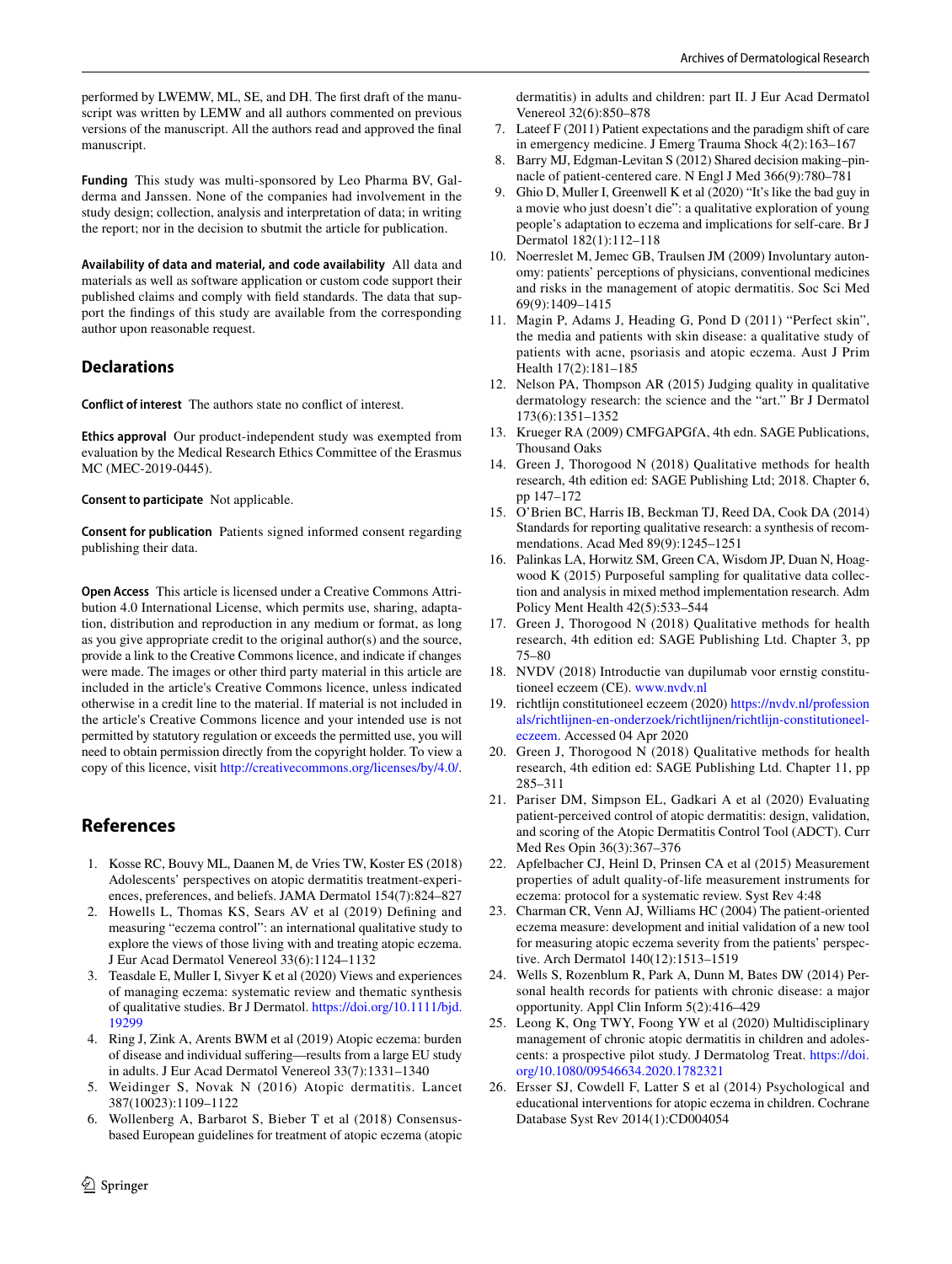performed by LWEMW, ML, SE, and DH. The first draft of the manuscript was written by LEMW and all authors commented on previous versions of the manuscript. All the authors read and approved the final manuscript.

**Funding** This study was multi-sponsored by Leo Pharma BV, Galderma and Janssen. None of the companies had involvement in the study design; collection, analysis and interpretation of data; in writing the report; nor in the decision to sbutmit the article for publication.

**Availability of data and material, and code availability** All data and materials as well as software application or custom code support their published claims and comply with field standards. The data that support the findings of this study are available from the corresponding author upon reasonable request.

## Declarations

**Conflict of interest** The authors state no conflict of interest.

**Ethics approval** Our product-independent study was exempted from evaluation by the Medical Research Ethics Committee of the Erasmus MC (MEC-2019-0445).

**Consent to participate** Not applicable.

**Consent for publication** Patients signed informed consent regarding publishing their data.

**Open Access** This article is licensed under a Creative Commons Attribution 4.0 International License, which permits use, sharing, adaptation, distribution and reproduction in any medium or format, as long as you give appropriate credit to the original author(s) and the source, provide a link to the Creative Commons licence, and indicate if changes were made. The images or other third party material in this article are included in the article's Creative Commons licence, unless indicated otherwise in a credit line to the material. If material is not included in the article's Creative Commons licence and your intended use is not permitted by statutory regulation or exceeds the permitted use, you will need to obtain permission directly from the copyright holder. To view a copy of this licence, visit http://creativecommons.org/licenses/by/4.0/.

## References

1. Kosse RC, Bouvy ML, Daanen M, de Vries TW, Koster ES (2018) Adolescents' perspectives on atopic dermatitis treatment-experiences, preferences, and beliefs. JAMA Dermatol 154(7):824–827
2. Howells L, Thomas KS, Sears AV et al (2019) Defining and measuring "eczema control": an international qualitative study to explore the views of those living with and treating atopic eczema. J Eur Acad Dermatol Venereol 33(6):1124–1132
3. Teasdale E, Muller I, Sivyer K et al (2020) Views and experiences of managing eczema: systematic review and thematic synthesis of qualitative studies. Br J Dermatol. https://doi.org/10.1111/bjd.19299
4. Ring J, Zink A, Arents BWM et al (2019) Atopic eczema: burden of disease and individual suffering—results from a large EU study in adults. J Eur Acad Dermatol Venereol 33(7):1331–1340
5. Weidinger S, Novak N (2016) Atopic dermatitis. Lancet 387(10023):1109–1122
6. Wollenberg A, Barbarot S, Bieber T et al (2018) Consensus-based European guidelines for treatment of atopic eczema (atopic dermatitis) in adults and children: part II. J Eur Acad Dermatol Venereol 32(6):850–878
7. Lateef F (2011) Patient expectations and the paradigm shift of care in emergency medicine. J Emerg Trauma Shock 4(2):163–167
8. Barry MJ, Edgman-Levitan S (2012) Shared decision making–pinnacle of patient-centered care. N Engl J Med 366(9):780–781
9. Ghio D, Muller I, Greenwell K et al (2020) "It's like the bad guy in a movie who just doesn't die": a qualitative exploration of young people's adaptation to eczema and implications for self-care. Br J Dermatol 182(1):112–118
10. Noerreslet M, Jemec GB, Traulsen JM (2009) Involuntary autonomy: patients' perceptions of physicians, conventional medicines and risks in the management of atopic dermatitis. Soc Sci Med 69(9):1409–1415
11. Magin P, Adams J, Heading G, Pond D (2011) "Perfect skin", the media and patients with skin disease: a qualitative study of patients with acne, psoriasis and atopic eczema. Aust J Prim Health 17(2):181–185
12. Nelson PA, Thompson AR (2015) Judging quality in qualitative dermatology research: the science and the "art." Br J Dermatol 173(6):1351–1352
13. Krueger RA (2009) CMFGAPGfA, 4th edn. SAGE Publications, Thousand Oaks
14. Green J, Thorogood N (2018) Qualitative methods for health research, 4th edition ed: SAGE Publishing Ltd; 2018. Chapter 6, pp 147–172
15. O'Brien BC, Harris IB, Beckman TJ, Reed DA, Cook DA (2014) Standards for reporting qualitative research: a synthesis of recommendations. Acad Med 89(9):1245–1251
16. Palinkas LA, Horwitz SM, Green CA, Wisdom JP, Duan N, Hoagwood K (2015) Purposeful sampling for qualitative data collection and analysis in mixed method implementation research. Adm Policy Ment Health 42(5):533–544
17. Green J, Thorogood N (2018) Qualitative methods for health research, 4th edition ed: SAGE Publishing Ltd. Chapter 3, pp 75–80
18. NVDV (2018) Introductie van dupilumab voor ernstig constitutioneel eczeem (CE). www.nvdv.nl
19. richtlijn constitutioneel eczeem (2020) https://nvdv.nl/professionals/richtlijnen-en-onderzoek/richtlijnen/richtlijn-constitutioneel-eczeem. Accessed 04 Apr 2020
20. Green J, Thorogood N (2018) Qualitative methods for health research, 4th edition ed: SAGE Publishing Ltd. Chapter 11, pp 285–311
21. Pariser DM, Simpson EL, Gadkari A et al (2020) Evaluating patient-perceived control of atopic dermatitis: design, validation, and scoring of the Atopic Dermatitis Control Tool (ADCT). Curr Med Res Opin 36(3):367–376
22. Apfelbacher CJ, Heinl D, Prinsen CA et al (2015) Measurement properties of adult quality-of-life measurement instruments for eczema: protocol for a systematic review. Syst Rev 4:48
23. Charman CR, Venn AJ, Williams HC (2004) The patient-oriented eczema measure: development and initial validation of a new tool for measuring atopic eczema severity from the patients' perspective. Arch Dermatol 140(12):1513–1519
24. Wells S, Rozenblum R, Park A, Dunn M, Bates DW (2014) Personal health records for patients with chronic disease: a major opportunity. Appl Clin Inform 5(2):416–429
25. Leong K, Ong TWY, Foong YW et al (2020) Multidisciplinary management of chronic atopic dermatitis in children and adolescents: a prospective pilot study. J Dermatolog Treat. https://doi.org/10.1080/09546634.2020.1782321
26. Ersser SJ, Cowdell F, Latter S et al (2014) Psychological and educational interventions for atopic eczema in children. Cochrane Database Syst Rev 2014(1):CD004054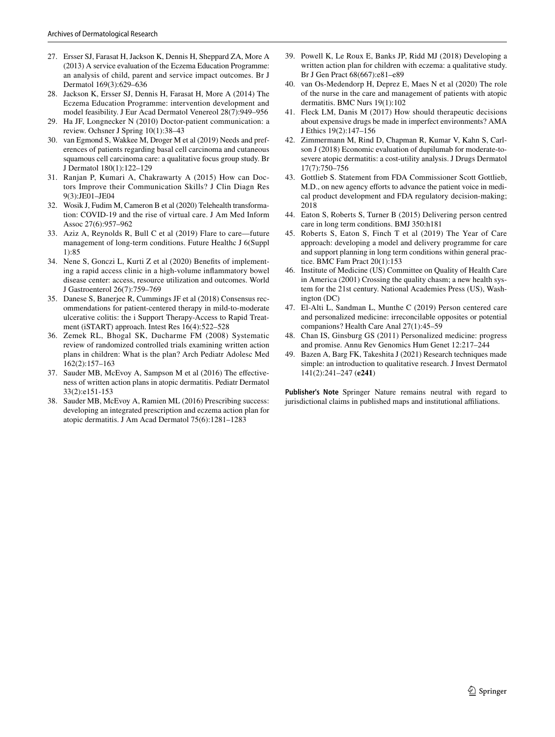27. Ersser SJ, Farasat H, Jackson K, Dennis H, Sheppard ZA, More A (2013) A service evaluation of the Eczema Education Programme: an analysis of child, parent and service impact outcomes. Br J Dermatol 169(3):629–636
28. Jackson K, Ersser SJ, Dennis H, Farasat H, More A (2014) The Eczema Education Programme: intervention development and model feasibility. J Eur Acad Dermatol Venereol 28(7):949–956
29. Ha JF, Longnecker N (2010) Doctor-patient communication: a review. Ochsner J Spring 10(1):38–43
30. van Egmond S, Wakkee M, Droger M et al (2019) Needs and preferences of patients regarding basal cell carcinoma and cutaneous squamous cell carcinoma care: a qualitative focus group study. Br J Dermatol 180(1):122–129
31. Ranjan P, Kumari A, Chakrawarty A (2015) How can Doctors Improve their Communication Skills? J Clin Diagn Res 9(3):JE01–JE04
32. Wosik J, Fudim M, Cameron B et al (2020) Telehealth transformation: COVID-19 and the rise of virtual care. J Am Med Inform Assoc 27(6):957–962
33. Aziz A, Reynolds R, Bull C et al (2019) Flare to care—future management of long-term conditions. Future Healthc J 6(Suppl 1):85
34. Nene S, Gonczi L, Kurti Z et al (2020) Benefits of implementing a rapid access clinic in a high-volume inflammatory bowel disease center: access, resource utilization and outcomes. World J Gastroenterol 26(7):759–769
35. Danese S, Banerjee R, Cummings JF et al (2018) Consensus recommendations for patient-centered therapy in mild-to-moderate ulcerative colitis: the i Support Therapy-Access to Rapid Treatment (iSTART) approach. Intest Res 16(4):522–528
36. Zemek RL, Bhogal SK, Ducharme FM (2008) Systematic review of randomized controlled trials examining written action plans in children: What is the plan? Arch Pediatr Adolesc Med 162(2):157–163
37. Sauder MB, McEvoy A, Sampson M et al (2016) The effectiveness of written action plans in atopic dermatitis. Pediatr Dermatol 33(2):e151-153
38. Sauder MB, McEvoy A, Ramien ML (2016) Prescribing success: developing an integrated prescription and eczema action plan for atopic dermatitis. J Am Acad Dermatol 75(6):1281–1283
39. Powell K, Le Roux E, Banks JP, Ridd MJ (2018) Developing a written action plan for children with eczema: a qualitative study. Br J Gen Pract 68(667):e81–e89
40. van Os-Medendorp H, Deprez E, Maes N et al (2020) The role of the nurse in the care and management of patients with atopic dermatitis. BMC Nurs 19(1):102
41. Fleck LM, Danis M (2017) How should therapeutic decisions about expensive drugs be made in imperfect environments? AMA J Ethics 19(2):147–156
42. Zimmermann M, Rind D, Chapman R, Kumar V, Kahn S, Carlson J (2018) Economic evaluation of dupilumab for moderate-to-severe atopic dermatitis: a cost-utility analysis. J Drugs Dermatol 17(7):750–756
43. Gottlieb S. Statement from FDA Commissioner Scott Gottlieb, M.D., on new agency efforts to advance the patient voice in medical product development and FDA regulatory decision-making; 2018
44. Eaton S, Roberts S, Turner B (2015) Delivering person centred care in long term conditions. BMJ 350:h181
45. Roberts S, Eaton S, Finch T et al (2019) The Year of Care approach: developing a model and delivery programme for care and support planning in long term conditions within general practice. BMC Fam Pract 20(1):153
46. Institute of Medicine (US) Committee on Quality of Health Care in America (2001) Crossing the quality chasm; a new health system for the 21st century. National Academies Press (US), Washington (DC)
47. El-Alti L, Sandman L, Munthe C (2019) Person centered care and personalized medicine: irreconcilable opposites or potential companions? Health Care Anal 27(1):45–59
48. Chan IS, Ginsburg GS (2011) Personalized medicine: progress and promise. Annu Rev Genomics Hum Genet 12:217–244
49. Bazen A, Barg FK, Takeshita J (2021) Research techniques made simple: an introduction to qualitative research. J Invest Dermatol 141(2):241–247 (**e241**)

**Publisher's Note** Springer Nature remains neutral with regard to jurisdictional claims in published maps and institutional affiliations.